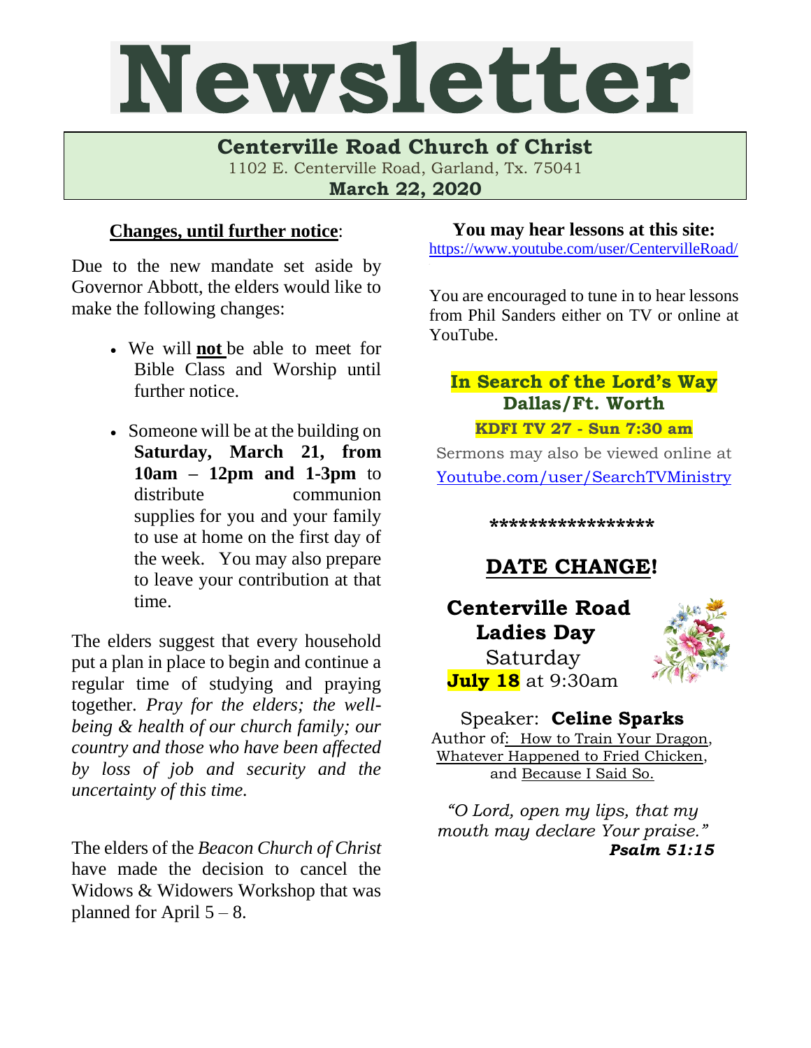# Newsletter

**Centerville Road Church of Christ**

1102 E. Centerville Road, Garland, Tx. 75041

**March 22, 2020**

**Changes, until further notice**:

Due to the new mandate set aside by Governor Abbott, the elders would like to make the following changes:

- We will **not** be able to meet for Bible Class and Worship until further notice.
- Someone will be at the building on **Saturday, March 21, from 10am – 12pm and 1-3pm** to distribute communion supplies for you and your family to use at home on the first day of the week. You may also prepare to leave your contribution at that time.

The elders suggest that every household put a plan in place to begin and continue a regular time of studying and praying together. *Pray for the elders; the well-being & health of our church family; our country and those who have been affected by loss of job and security and the uncertainty of this time.*

The elders of the *Beacon Church of Christ* have made the decision to cancel the Widows & Widowers Workshop that was planned for April 5 – 8.

**You may hear lessons at this site:**
https://www.youtube.com/user/CentervilleRoad/

You are encouraged to tune in to hear lessons from Phil Sanders either on TV or online at YouTube.

**In Search of the Lord's Way**
**Dallas/Ft. Worth**
**KDFI TV 27 - Sun 7:30 am**

Sermons may also be viewed online at
Youtube.com/user/SearchTVMinistry

*****************

## DATE CHANGE!

**Centerville Road Ladies Day**
Saturday
**July 18** at 9:30am

Speaker: **Celine Sparks**
Author of: How to Train Your Dragon, Whatever Happened to Fried Chicken, and Because I Said So.

*"O Lord, open my lips, that my mouth may declare Your praise."*
***Psalm 51:15***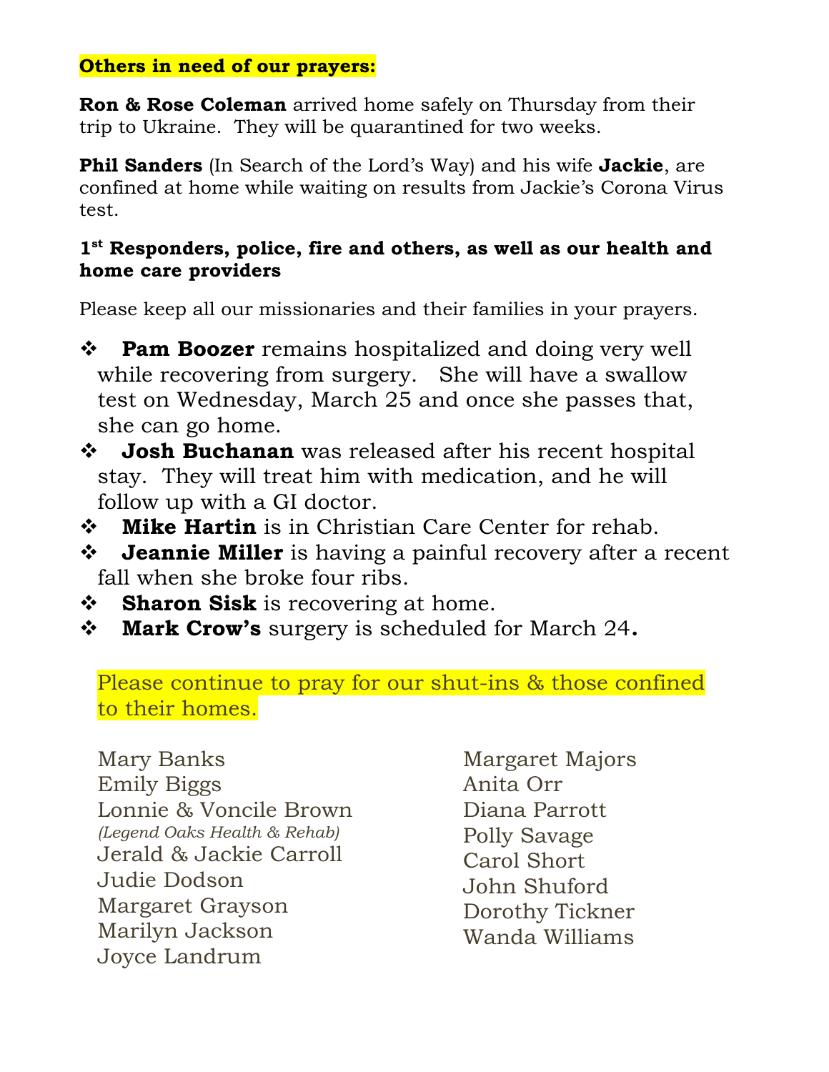**Others in need of our prayers:**

**Ron & Rose Coleman** arrived home safely on Thursday from their trip to Ukraine. They will be quarantined for two weeks.

**Phil Sanders** (In Search of the Lord's Way) and his wife **Jackie**, are confined at home while waiting on results from Jackie's Corona Virus test.

**1st Responders, police, fire and others, as well as our health and home care providers**

Please keep all our missionaries and their families in your prayers.

- **Pam Boozer** remains hospitalized and doing very well while recovering from surgery. She will have a swallow test on Wednesday, March 25 and once she passes that, she can go home.
- **Josh Buchanan** was released after his recent hospital stay. They will treat him with medication, and he will follow up with a GI doctor.
- **Mike Hartin** is in Christian Care Center for rehab.
- **Jeannie Miller** is having a painful recovery after a recent fall when she broke four ribs.
- **Sharon Sisk** is recovering at home.
- **Mark Crow's** surgery is scheduled for March 24**.**

Please continue to pray for our shut-ins & those confined to their homes.

Mary Banks
Emily Biggs
Lonnie & Voncile Brown
*(Legend Oaks Health & Rehab)*
Jerald & Jackie Carroll
Judie Dodson
Margaret Grayson
Marilyn Jackson
Joyce Landrum
Margaret Majors
Anita Orr
Diana Parrott
Polly Savage
Carol Short
John Shuford
Dorothy Tickner
Wanda Williams